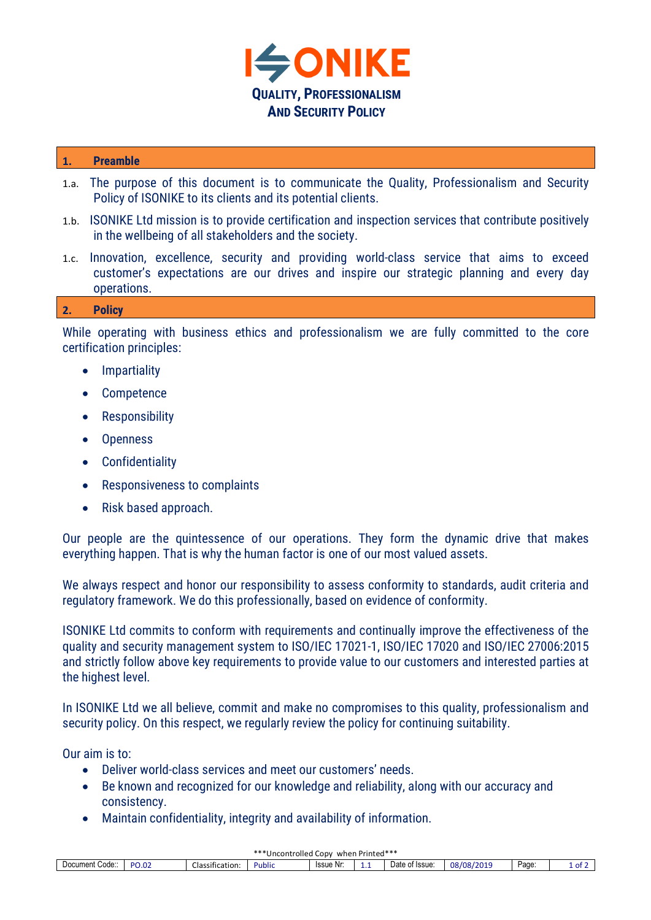# ISONIKE

## Quality, Professionalism And Security Policy

## 1. Preamble

1.a. The purpose of this document is to communicate the Quality, Professionalism and Security Policy of ISONIKE to its clients and its potential clients.

1.b. ISONIKE Ltd mission is to provide certification and inspection services that contribute positively in the wellbeing of all stakeholders and the society.

1.c. Innovation, excellence, security and providing world-class service that aims to exceed customer's expectations are our drives and inspire our strategic planning and every day operations.

## 2. Policy

While operating with business ethics and professionalism we are fully committed to the core certification principles:

- Impartiality
- Competence
- Responsibility
- Openness
- Confidentiality
- Responsiveness to complaints
- Risk based approach.

Our people are the quintessence of our operations. They form the dynamic drive that makes everything happen. That is why the human factor is one of our most valued assets.

We always respect and honor our responsibility to assess conformity to standards, audit criteria and regulatory framework. We do this professionally, based on evidence of conformity.

ISONIKE Ltd commits to conform with requirements and continually improve the effectiveness of the quality and security management system to ISO/IEC 17021-1, ISO/IEC 17020 and ISO/IEC 27006:2015 and strictly follow above key requirements to provide value to our customers and interested parties at the highest level.

In ISONIKE Ltd we all believe, commit and make no compromises to this quality, professionalism and security policy. On this respect, we regularly review the policy for continuing suitability.

Our aim is to:

- Deliver world-class services and meet our customers' needs.
- Be known and recognized for our knowledge and reliability, along with our accuracy and consistency.
- Maintain confidentiality, integrity and availability of information.

***Uncontrolled Copy when Printed***

| Document Code:: | PO.02 | Classification: | Public | Issue Nr: | 1.1 | Date of Issue: | 08/08/2019 |
|---|---|---|---|---|---|---|---|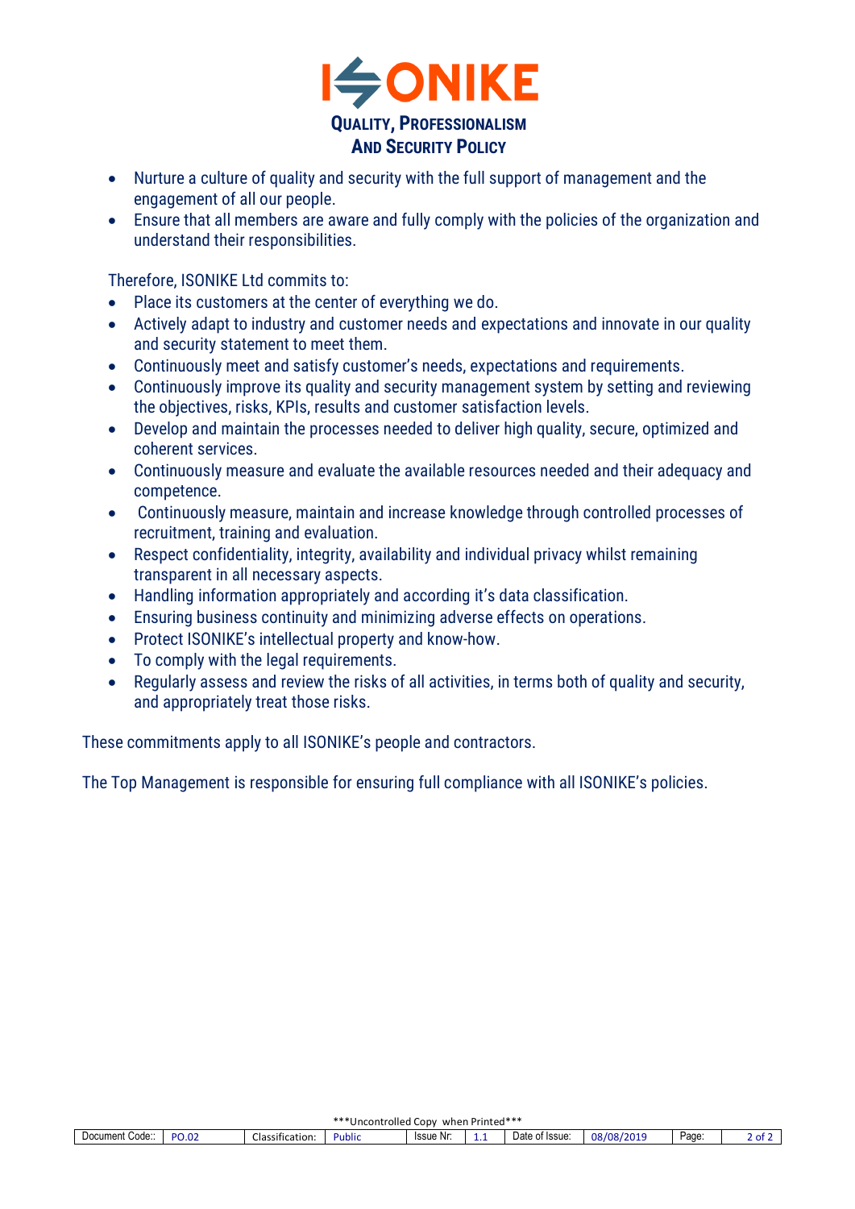- Nurture a culture of quality and security with the full support of management and the engagement of all our people.
- Ensure that all members are aware and fully comply with the policies of the organization and understand their responsibilities.

Therefore, ISONIKE Ltd commits to:

- Place its customers at the center of everything we do.
- Actively adapt to industry and customer needs and expectations and innovate in our quality and security statement to meet them.
- Continuously meet and satisfy customer's needs, expectations and requirements.
- Continuously improve its quality and security management system by setting and reviewing the objectives, risks, KPIs, results and customer satisfaction levels.
- Develop and maintain the processes needed to deliver high quality, secure, optimized and coherent services.
- Continuously measure and evaluate the available resources needed and their adequacy and competence.
- Continuously measure, maintain and increase knowledge through controlled processes of recruitment, training and evaluation.
- Respect confidentiality, integrity, availability and individual privacy whilst remaining transparent in all necessary aspects.
- Handling information appropriately and according it's data classification.
- Ensuring business continuity and minimizing adverse effects on operations.
- Protect ISONIKE's intellectual property and know-how.
- To comply with the legal requirements.
- Regularly assess and review the risks of all activities, in terms both of quality and security, and appropriately treat those risks.

These commitments apply to all ISONIKE's people and contractors.

The Top Management is responsible for ensuring full compliance with all ISONIKE's policies.